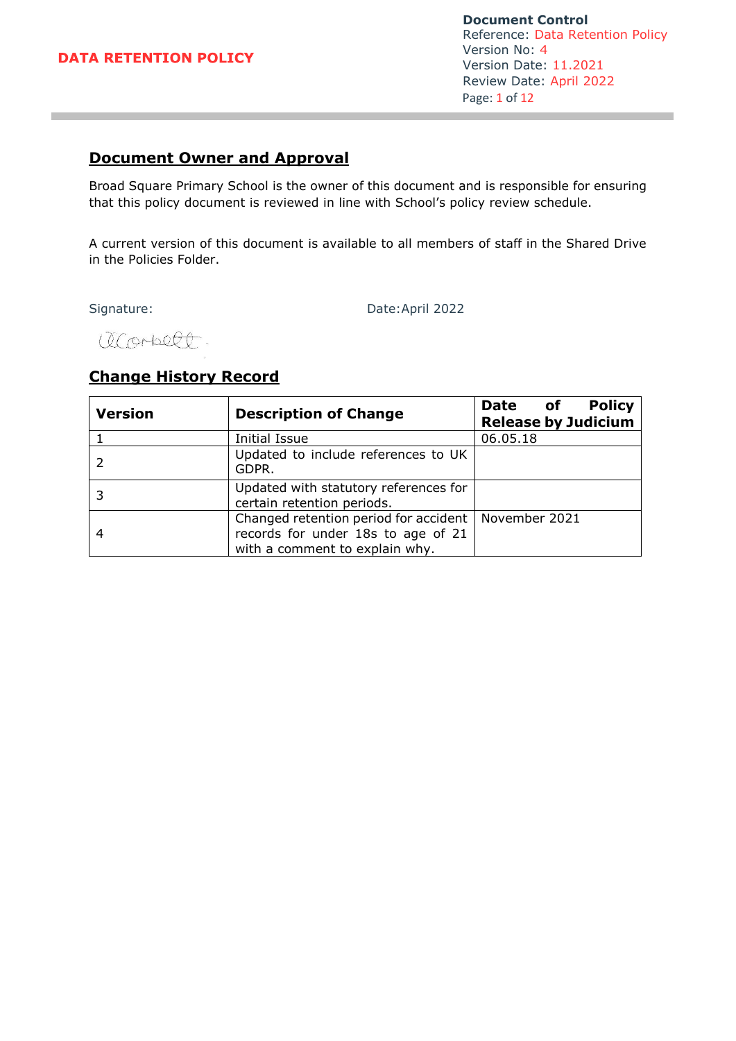# DATA RETENTION POLICY

**Document Control**
Reference: Data Retention Policy
Version No: 4
Version Date: 11.2021
Review Date: April 2022

## Document Owner and Approval

Broad Square Primary School is the owner of this document and is responsible for ensuring that this policy document is reviewed in line with School's policy review schedule.

A current version of this document is available to all members of staff in the Shared Drive in the Policies Folder.

Signature: Date: April 2022

## Change History Record

| Version | Description of Change | Date of Policy Release by Judicium |
|---|---|---|
| 1 | Initial Issue | 06.05.18 |
| 2 | Updated to include references to UK GDPR. | |
| 3 | Updated with statutory references for certain retention periods. | |
| 4 | Changed retention period for accident records for under 18s to age of 21 with a comment to explain why. | November 2021 |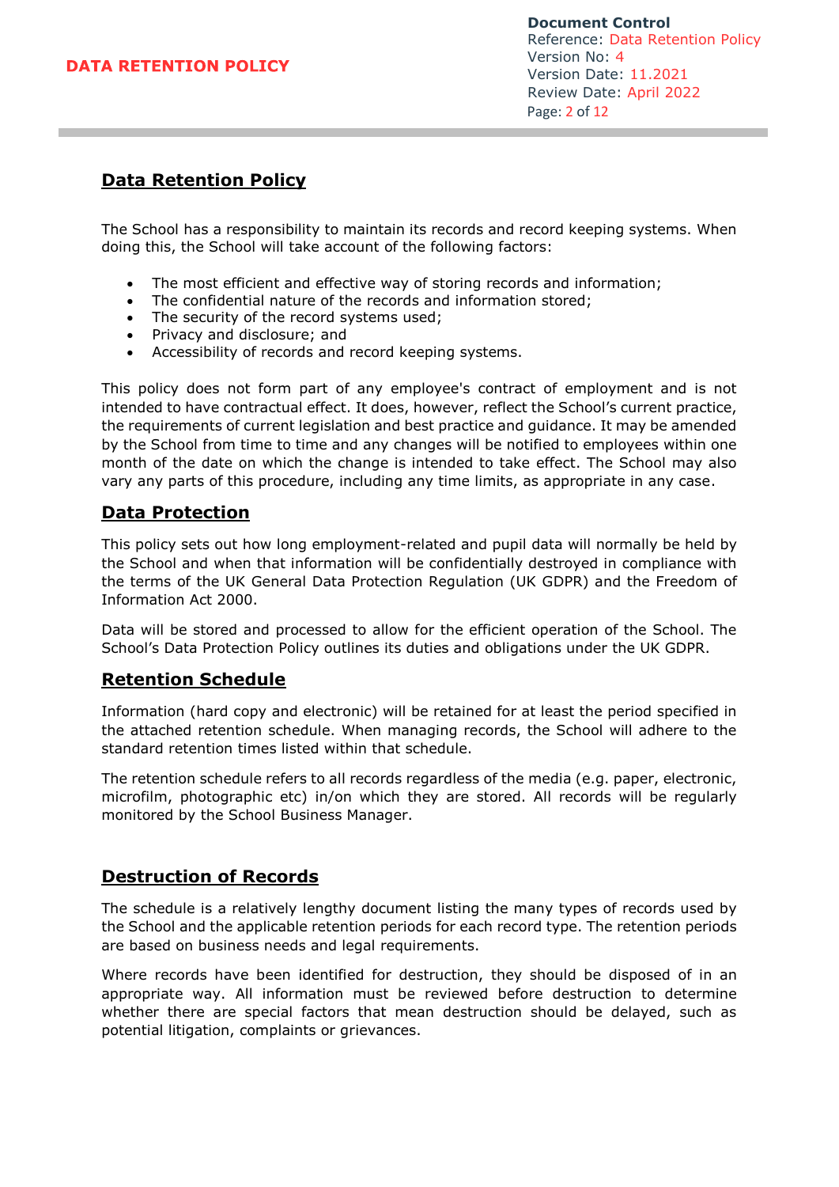## Data Retention Policy

The School has a responsibility to maintain its records and record keeping systems. When doing this, the School will take account of the following factors:

- The most efficient and effective way of storing records and information;
- The confidential nature of the records and information stored;
- The security of the record systems used;
- Privacy and disclosure; and
- Accessibility of records and record keeping systems.

This policy does not form part of any employee's contract of employment and is not intended to have contractual effect. It does, however, reflect the School's current practice, the requirements of current legislation and best practice and guidance. It may be amended by the School from time to time and any changes will be notified to employees within one month of the date on which the change is intended to take effect. The School may also vary any parts of this procedure, including any time limits, as appropriate in any case.

## Data Protection

This policy sets out how long employment-related and pupil data will normally be held by the School and when that information will be confidentially destroyed in compliance with the terms of the UK General Data Protection Regulation (UK GDPR) and the Freedom of Information Act 2000.

Data will be stored and processed to allow for the efficient operation of the School. The School's Data Protection Policy outlines its duties and obligations under the UK GDPR.

## Retention Schedule

Information (hard copy and electronic) will be retained for at least the period specified in the attached retention schedule. When managing records, the School will adhere to the standard retention times listed within that schedule.

The retention schedule refers to all records regardless of the media (e.g. paper, electronic, microfilm, photographic etc) in/on which they are stored. All records will be regularly monitored by the School Business Manager.

## Destruction of Records

The schedule is a relatively lengthy document listing the many types of records used by the School and the applicable retention periods for each record type. The retention periods are based on business needs and legal requirements.

Where records have been identified for destruction, they should be disposed of in an appropriate way. All information must be reviewed before destruction to determine whether there are special factors that mean destruction should be delayed, such as potential litigation, complaints or grievances.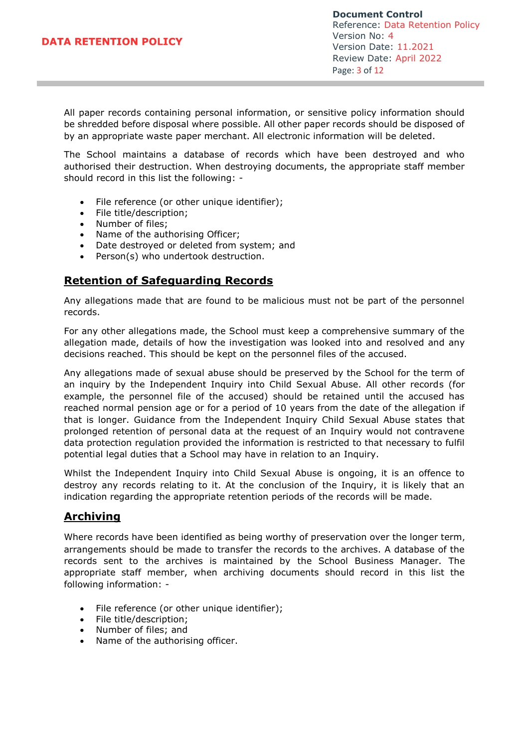All paper records containing personal information, or sensitive policy information should be shredded before disposal where possible. All other paper records should be disposed of by an appropriate waste paper merchant. All electronic information will be deleted.

The School maintains a database of records which have been destroyed and who authorised their destruction. When destroying documents, the appropriate staff member should record in this list the following: -

- File reference (or other unique identifier);
- File title/description;
- Number of files;
- Name of the authorising Officer;
- Date destroyed or deleted from system; and
- Person(s) who undertook destruction.

## Retention of Safeguarding Records

Any allegations made that are found to be malicious must not be part of the personnel records.

For any other allegations made, the School must keep a comprehensive summary of the allegation made, details of how the investigation was looked into and resolved and any decisions reached. This should be kept on the personnel files of the accused.

Any allegations made of sexual abuse should be preserved by the School for the term of an inquiry by the Independent Inquiry into Child Sexual Abuse. All other records (for example, the personnel file of the accused) should be retained until the accused has reached normal pension age or for a period of 10 years from the date of the allegation if that is longer. Guidance from the Independent Inquiry Child Sexual Abuse states that prolonged retention of personal data at the request of an Inquiry would not contravene data protection regulation provided the information is restricted to that necessary to fulfil potential legal duties that a School may have in relation to an Inquiry.

Whilst the Independent Inquiry into Child Sexual Abuse is ongoing, it is an offence to destroy any records relating to it. At the conclusion of the Inquiry, it is likely that an indication regarding the appropriate retention periods of the records will be made.

## Archiving

Where records have been identified as being worthy of preservation over the longer term, arrangements should be made to transfer the records to the archives. A database of the records sent to the archives is maintained by the School Business Manager. The appropriate staff member, when archiving documents should record in this list the following information: -

- File reference (or other unique identifier);
- File title/description;
- Number of files; and
- Name of the authorising officer.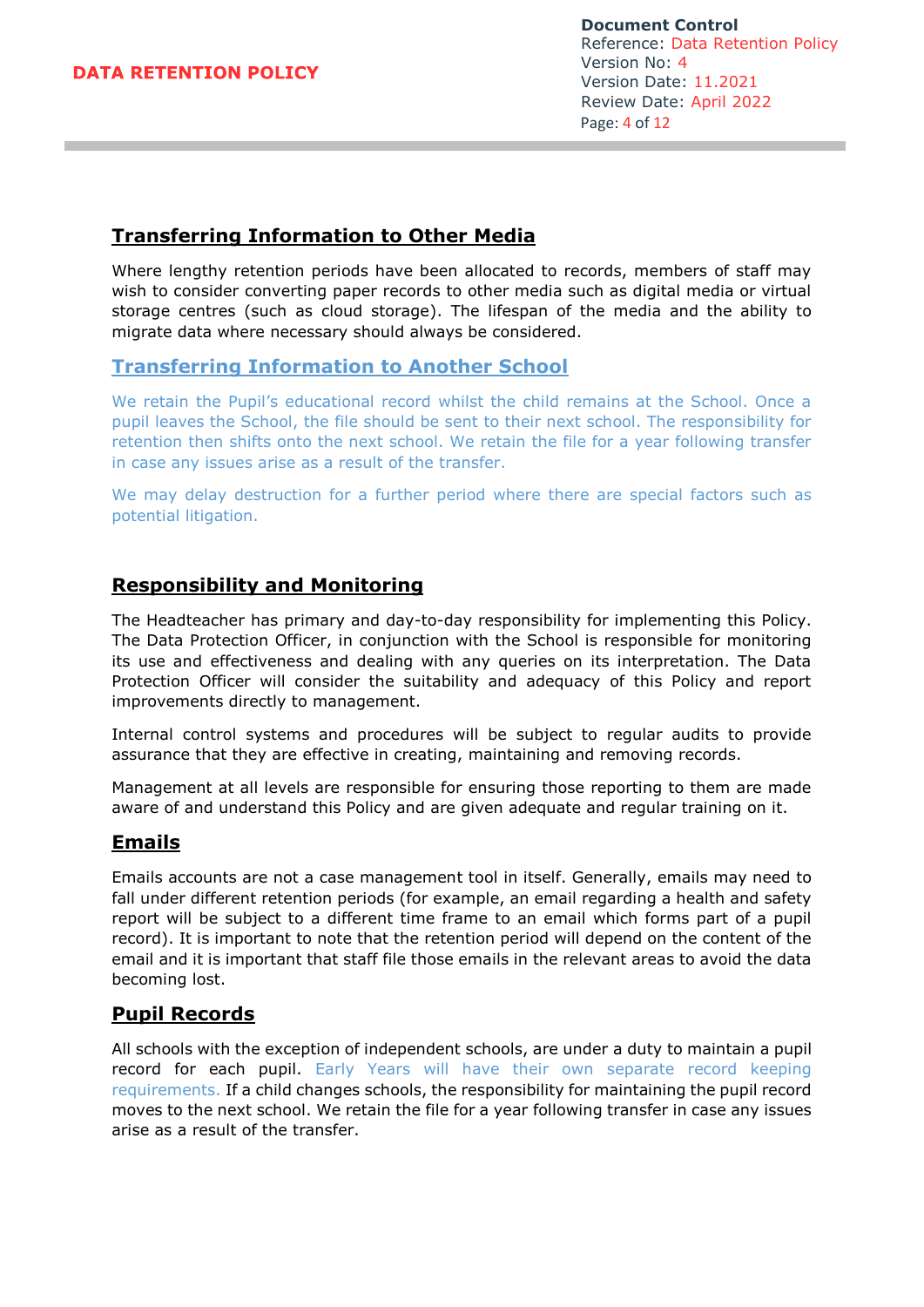## Transferring Information to Other Media

Where lengthy retention periods have been allocated to records, members of staff may wish to consider converting paper records to other media such as digital media or virtual storage centres (such as cloud storage). The lifespan of the media and the ability to migrate data where necessary should always be considered.

## Transferring Information to Another School

We retain the Pupil's educational record whilst the child remains at the School. Once a pupil leaves the School, the file should be sent to their next school. The responsibility for retention then shifts onto the next school. We retain the file for a year following transfer in case any issues arise as a result of the transfer.

We may delay destruction for a further period where there are special factors such as potential litigation.

## Responsibility and Monitoring

The Headteacher has primary and day-to-day responsibility for implementing this Policy. The Data Protection Officer, in conjunction with the School is responsible for monitoring its use and effectiveness and dealing with any queries on its interpretation. The Data Protection Officer will consider the suitability and adequacy of this Policy and report improvements directly to management.

Internal control systems and procedures will be subject to regular audits to provide assurance that they are effective in creating, maintaining and removing records.

Management at all levels are responsible for ensuring those reporting to them are made aware of and understand this Policy and are given adequate and regular training on it.

## Emails

Emails accounts are not a case management tool in itself. Generally, emails may need to fall under different retention periods (for example, an email regarding a health and safety report will be subject to a different time frame to an email which forms part of a pupil record). It is important to note that the retention period will depend on the content of the email and it is important that staff file those emails in the relevant areas to avoid the data becoming lost.

## Pupil Records

All schools with the exception of independent schools, are under a duty to maintain a pupil record for each pupil. Early Years will have their own separate record keeping requirements. If a child changes schools, the responsibility for maintaining the pupil record moves to the next school. We retain the file for a year following transfer in case any issues arise as a result of the transfer.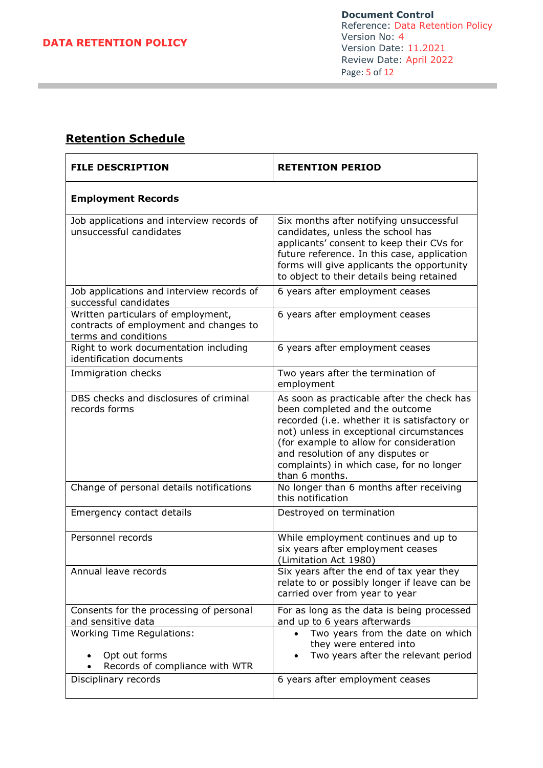## Retention Schedule

| FILE DESCRIPTION | RETENTION PERIOD |
| --- | --- |
| **Employment Records** | |
| Job applications and interview records of unsuccessful candidates | Six months after notifying unsuccessful candidates, unless the school has applicants' consent to keep their CVs for future reference. In this case, application forms will give applicants the opportunity to object to their details being retained |
| Job applications and interview records of successful candidates | 6 years after employment ceases |
| Written particulars of employment, contracts of employment and changes to terms and conditions | 6 years after employment ceases |
| Right to work documentation including identification documents | 6 years after employment ceases |
| Immigration checks | Two years after the termination of employment |
| DBS checks and disclosures of criminal records forms | As soon as practicable after the check has been completed and the outcome recorded (i.e. whether it is satisfactory or not) unless in exceptional circumstances (for example to allow for consideration and resolution of any disputes or complaints) in which case, for no longer than 6 months. |
| Change of personal details notifications | No longer than 6 months after receiving this notification |
| Emergency contact details | Destroyed on termination |
| Personnel records | While employment continues and up to six years after employment ceases (Limitation Act 1980) |
| Annual leave records | Six years after the end of tax year they relate to or possibly longer if leave can be carried over from year to year |
| Consents for the processing of personal and sensitive data | For as long as the data is being processed and up to 6 years afterwards |
| Working Time Regulations:<br>• Opt out forms<br>• Records of compliance with WTR | • Two years from the date on which they were entered into<br>• Two years after the relevant period |
| Disciplinary records | 6 years after employment ceases |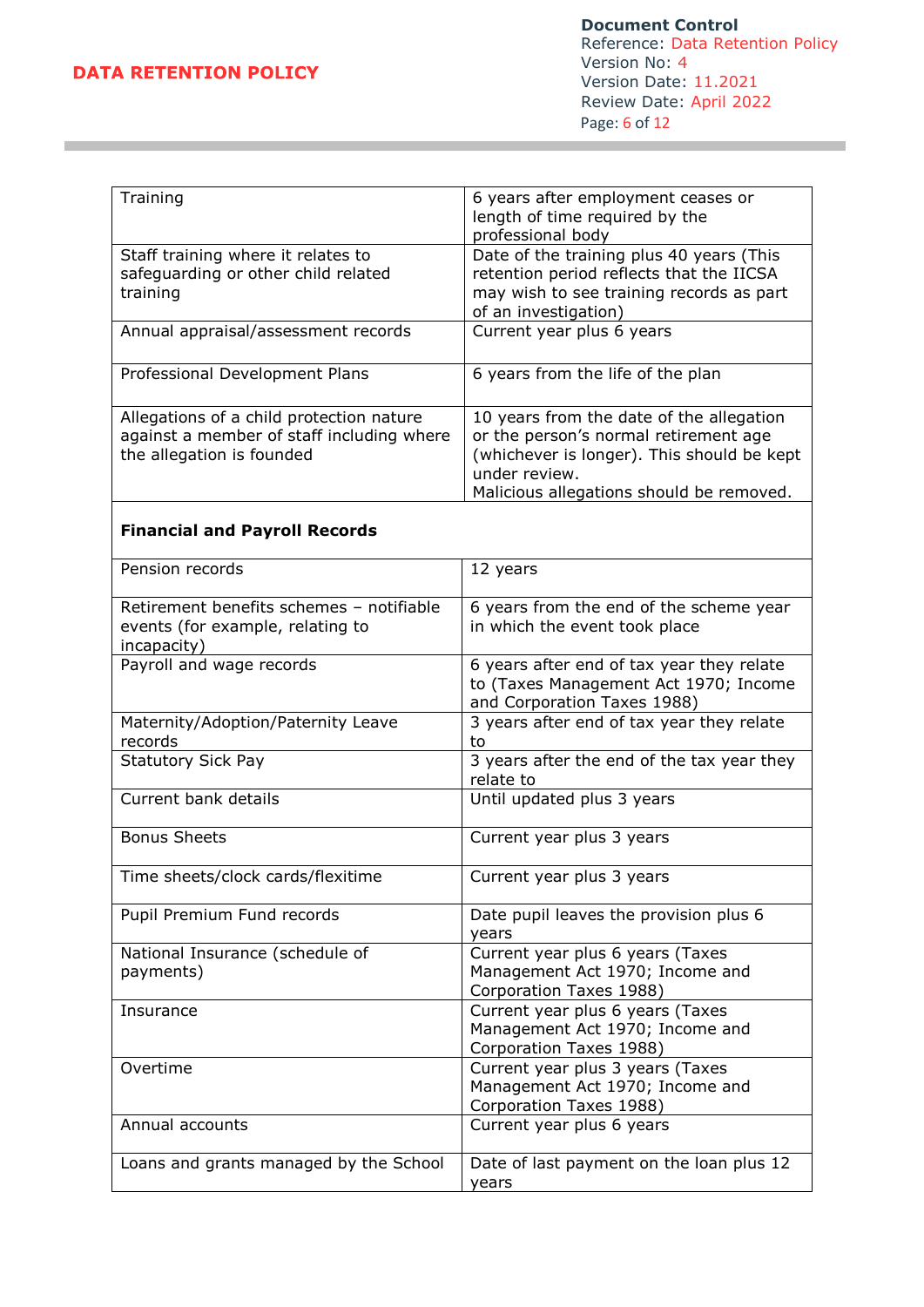| | |
|---|---|
| Training | 6 years after employment ceases or length of time required by the professional body |
| Staff training where it relates to safeguarding or other child related training | Date of the training plus 40 years (This retention period reflects that the IICSA may wish to see training records as part of an investigation) |
| Annual appraisal/assessment records | Current year plus 6 years |
| Professional Development Plans | 6 years from the life of the plan |
| Allegations of a child protection nature against a member of staff including where the allegation is founded | 10 years from the date of the allegation or the person's normal retirement age (whichever is longer). This should be kept under review. Malicious allegations should be removed. |
| **Financial and Payroll Records** | |
| Pension records | 12 years |
| Retirement benefits schemes – notifiable events (for example, relating to incapacity) | 6 years from the end of the scheme year in which the event took place |
| Payroll and wage records | 6 years after end of tax year they relate to (Taxes Management Act 1970; Income and Corporation Taxes 1988) |
| Maternity/Adoption/Paternity Leave records | 3 years after end of tax year they relate to |
| Statutory Sick Pay | 3 years after the end of the tax year they relate to |
| Current bank details | Until updated plus 3 years |
| Bonus Sheets | Current year plus 3 years |
| Time sheets/clock cards/flexitime | Current year plus 3 years |
| Pupil Premium Fund records | Date pupil leaves the provision plus 6 years |
| National Insurance (schedule of payments) | Current year plus 6 years (Taxes Management Act 1970; Income and Corporation Taxes 1988) |
| Insurance | Current year plus 6 years (Taxes Management Act 1970; Income and Corporation Taxes 1988) |
| Overtime | Current year plus 3 years (Taxes Management Act 1970; Income and Corporation Taxes 1988) |
| Annual accounts | Current year plus 6 years |
| Loans and grants managed by the School | Date of last payment on the loan plus 12 years |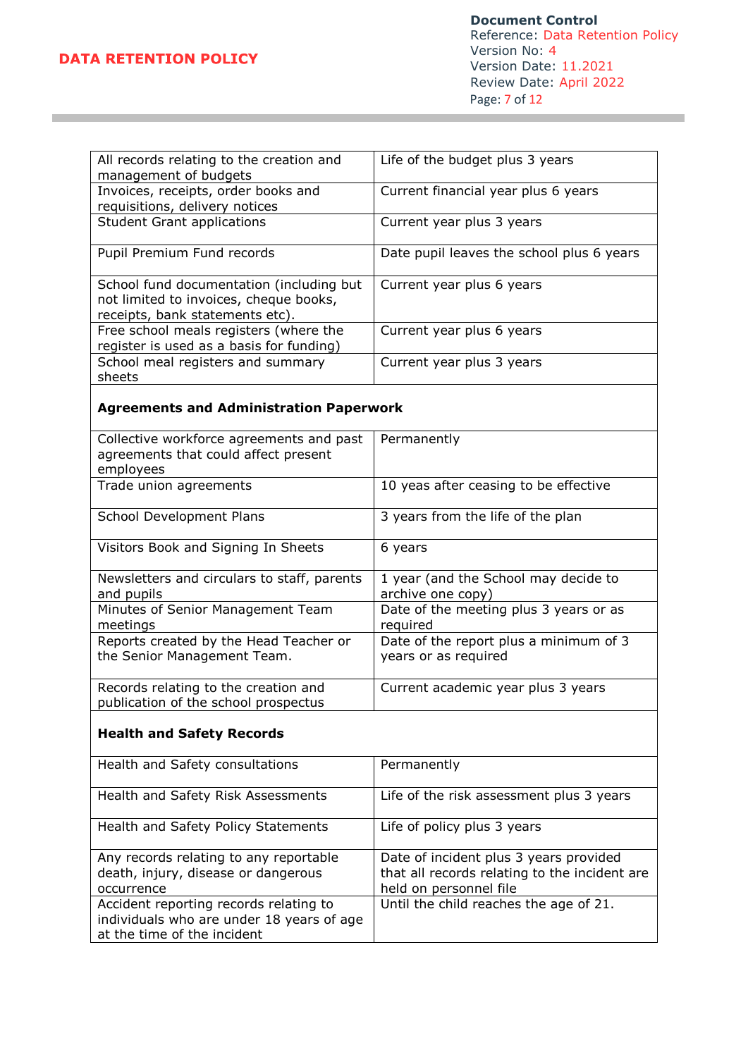| | |
|---|---|
| All records relating to the creation and management of budgets | Life of the budget plus 3 years |
| Invoices, receipts, order books and requisitions, delivery notices | Current financial year plus 6 years |
| Student Grant applications | Current year plus 3 years |
| Pupil Premium Fund records | Date pupil leaves the school plus 6 years |
| School fund documentation (including but not limited to invoices, cheque books, receipts, bank statements etc). | Current year plus 6 years |
| Free school meals registers (where the register is used as a basis for funding) | Current year plus 6 years |
| School meal registers and summary sheets | Current year plus 3 years |
| **Agreements and Administration Paperwork** | |
| Collective workforce agreements and past agreements that could affect present employees | Permanently |
| Trade union agreements | 10 yeas after ceasing to be effective |
| School Development Plans | 3 years from the life of the plan |
| Visitors Book and Signing In Sheets | 6 years |
| Newsletters and circulars to staff, parents and pupils | 1 year (and the School may decide to archive one copy) |
| Minutes of Senior Management Team meetings | Date of the meeting plus 3 years or as required |
| Reports created by the Head Teacher or the Senior Management Team. | Date of the report plus a minimum of 3 years or as required |
| Records relating to the creation and publication of the school prospectus | Current academic year plus 3 years |
| **Health and Safety Records** | |
| Health and Safety consultations | Permanently |
| Health and Safety Risk Assessments | Life of the risk assessment plus 3 years |
| Health and Safety Policy Statements | Life of policy plus 3 years |
| Any records relating to any reportable death, injury, disease or dangerous occurrence | Date of incident plus 3 years provided that all records relating to the incident are held on personnel file |
| Accident reporting records relating to individuals who are under 18 years of age at the time of the incident | Until the child reaches the age of 21. |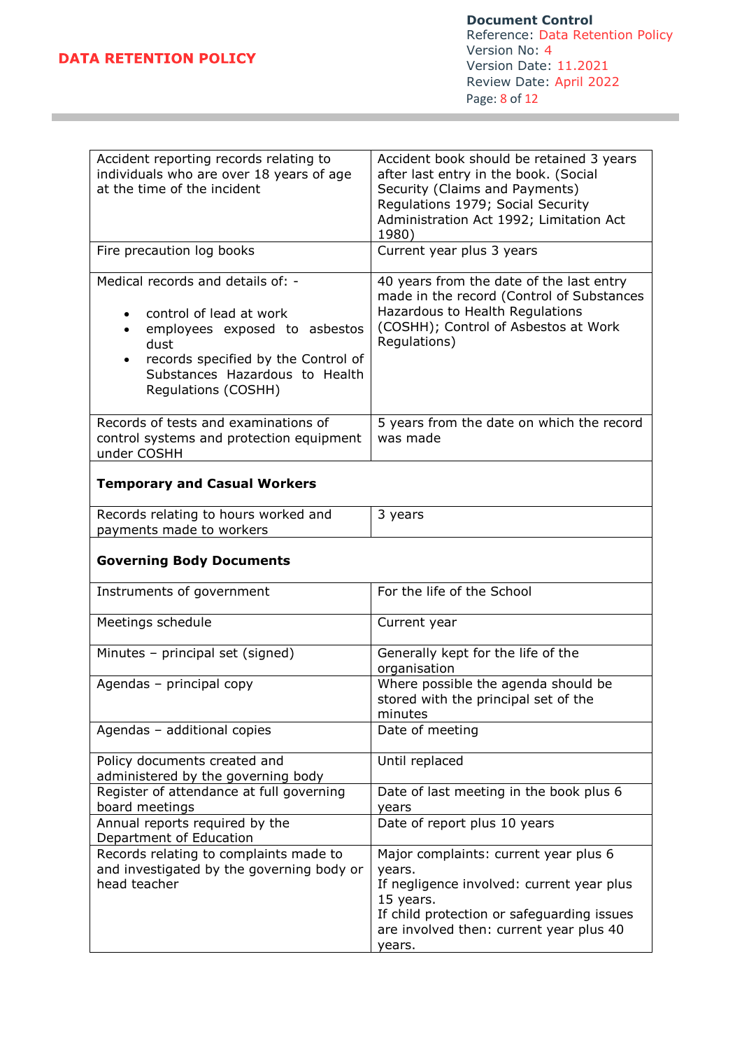| | |
|---|---|
| Accident reporting records relating to individuals who are over 18 years of age at the time of the incident | Accident book should be retained 3 years after last entry in the book. (Social Security (Claims and Payments) Regulations 1979; Social Security Administration Act 1992; Limitation Act 1980) |
| Fire precaution log books | Current year plus 3 years |
| Medical records and details of: - <br>• control of lead at work<br>• employees exposed to asbestos dust<br>• records specified by the Control of Substances Hazardous to Health Regulations (COSHH) | 40 years from the date of the last entry made in the record (Control of Substances Hazardous to Health Regulations (COSHH); Control of Asbestos at Work Regulations) |
| Records of tests and examinations of control systems and protection equipment under COSHH | 5 years from the date on which the record was made |
| **Temporary and Casual Workers** | |
| Records relating to hours worked and payments made to workers | 3 years |
| **Governing Body Documents** | |
| Instruments of government | For the life of the School |
| Meetings schedule | Current year |
| Minutes – principal set (signed) | Generally kept for the life of the organisation |
| Agendas – principal copy | Where possible the agenda should be stored with the principal set of the minutes |
| Agendas – additional copies | Date of meeting |
| Policy documents created and administered by the governing body | Until replaced |
| Register of attendance at full governing board meetings | Date of last meeting in the book plus 6 years |
| Annual reports required by the Department of Education | Date of report plus 10 years |
| Records relating to complaints made to and investigated by the governing body or head teacher | Major complaints: current year plus 6 years.<br>If negligence involved: current year plus 15 years.<br>If child protection or safeguarding issues are involved then: current year plus 40 years. |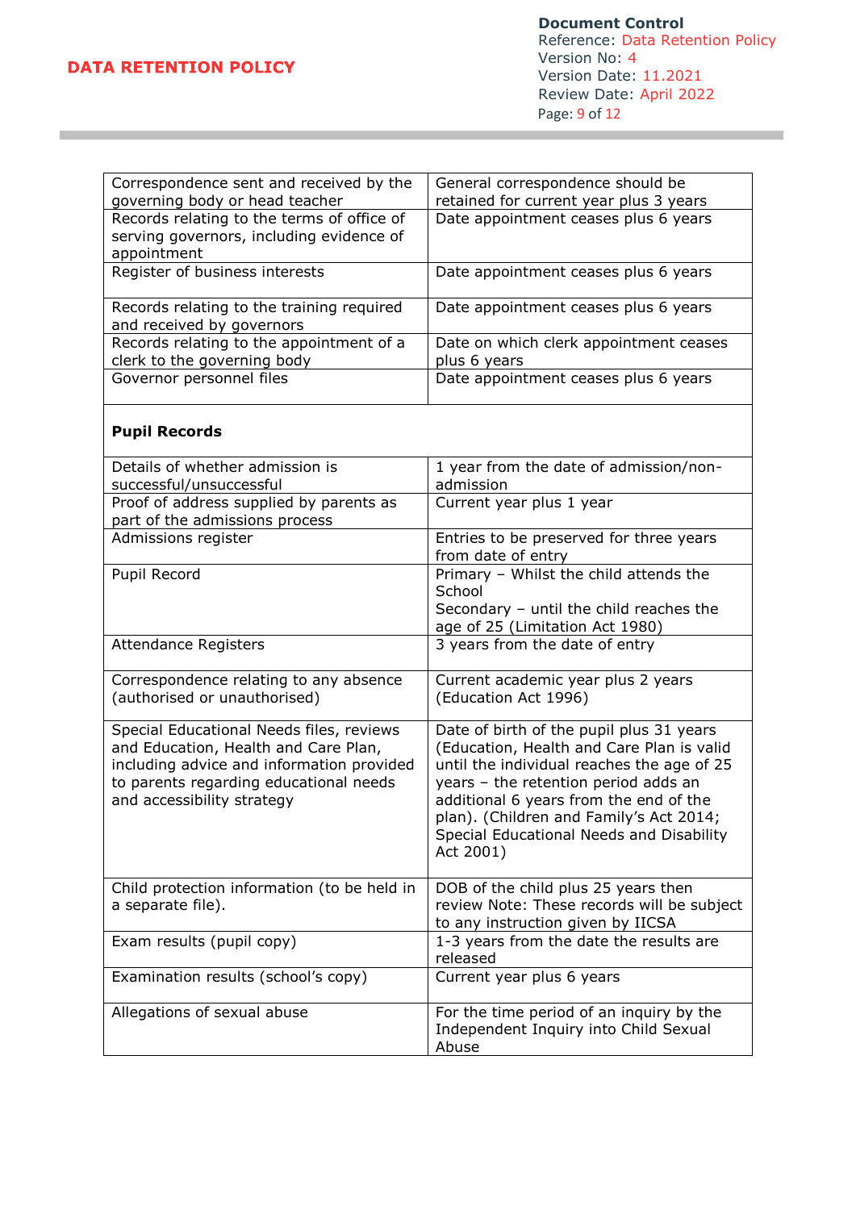| | |
|---|---|
| Correspondence sent and received by the governing body or head teacher | General correspondence should be retained for current year plus 3 years |
| Records relating to the terms of office of serving governors, including evidence of appointment | Date appointment ceases plus 6 years |
| Register of business interests | Date appointment ceases plus 6 years |
| Records relating to the training required and received by governors | Date appointment ceases plus 6 years |
| Records relating to the appointment of a clerk to the governing body | Date on which clerk appointment ceases plus 6 years |
| Governor personnel files | Date appointment ceases plus 6 years |
| **Pupil Records** | |
| Details of whether admission is successful/unsuccessful | 1 year from the date of admission/non-admission |
| Proof of address supplied by parents as part of the admissions process | Current year plus 1 year |
| Admissions register | Entries to be preserved for three years from date of entry |
| Pupil Record | Primary – Whilst the child attends the School<br>Secondary – until the child reaches the age of 25 (Limitation Act 1980) |
| Attendance Registers | 3 years from the date of entry |
| Correspondence relating to any absence (authorised or unauthorised) | Current academic year plus 2 years (Education Act 1996) |
| Special Educational Needs files, reviews and Education, Health and Care Plan, including advice and information provided to parents regarding educational needs and accessibility strategy | Date of birth of the pupil plus 31 years (Education, Health and Care Plan is valid until the individual reaches the age of 25 years – the retention period adds an additional 6 years from the end of the plan). (Children and Family's Act 2014; Special Educational Needs and Disability Act 2001) |
| Child protection information (to be held in a separate file). | DOB of the child plus 25 years then review Note: These records will be subject to any instruction given by IICSA |
| Exam results (pupil copy) | 1-3 years from the date the results are released |
| Examination results (school's copy) | Current year plus 6 years |
| Allegations of sexual abuse | For the time period of an inquiry by the Independent Inquiry into Child Sexual Abuse |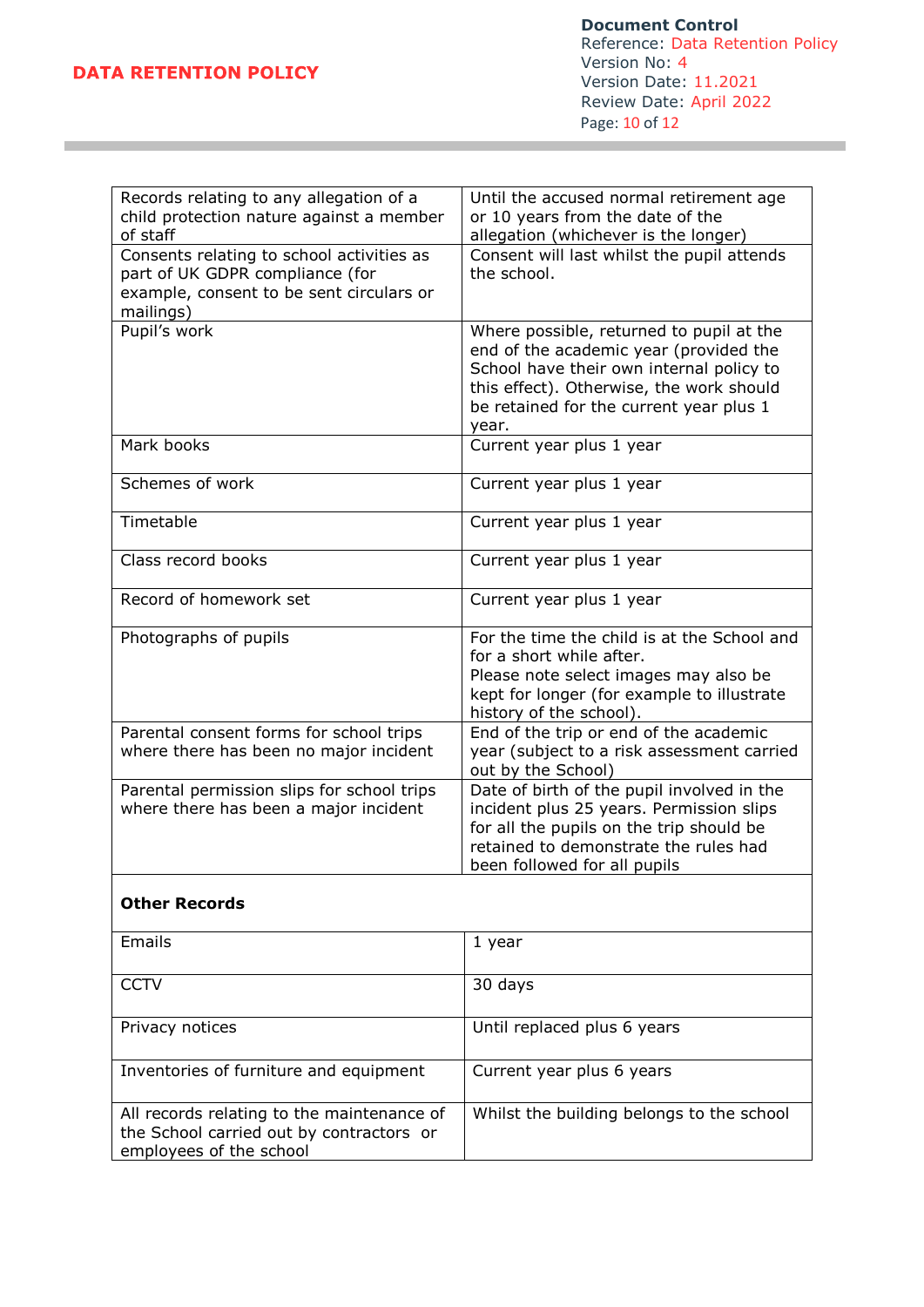| | |
|---|---|
| Records relating to any allegation of a child protection nature against a member of staff | Until the accused normal retirement age or 10 years from the date of the allegation (whichever is the longer) |
| Consents relating to school activities as part of UK GDPR compliance (for example, consent to be sent circulars or mailings) | Consent will last whilst the pupil attends the school. |
| Pupil's work | Where possible, returned to pupil at the end of the academic year (provided the School have their own internal policy to this effect). Otherwise, the work should be retained for the current year plus 1 year. |
| Mark books | Current year plus 1 year |
| Schemes of work | Current year plus 1 year |
| Timetable | Current year plus 1 year |
| Class record books | Current year plus 1 year |
| Record of homework set | Current year plus 1 year |
| Photographs of pupils | For the time the child is at the School and for a short while after.<br>Please note select images may also be kept for longer (for example to illustrate history of the school). |
| Parental consent forms for school trips where there has been no major incident | End of the trip or end of the academic year (subject to a risk assessment carried out by the School) |
| Parental permission slips for school trips where there has been a major incident | Date of birth of the pupil involved in the incident plus 25 years. Permission slips for all the pupils on the trip should be retained to demonstrate the rules had been followed for all pupils |
| **Other Records** | |
| Emails | 1 year |
| CCTV | 30 days |
| Privacy notices | Until replaced plus 6 years |
| Inventories of furniture and equipment | Current year plus 6 years |
| All records relating to the maintenance of the School carried out by contractors or employees of the school | Whilst the building belongs to the school |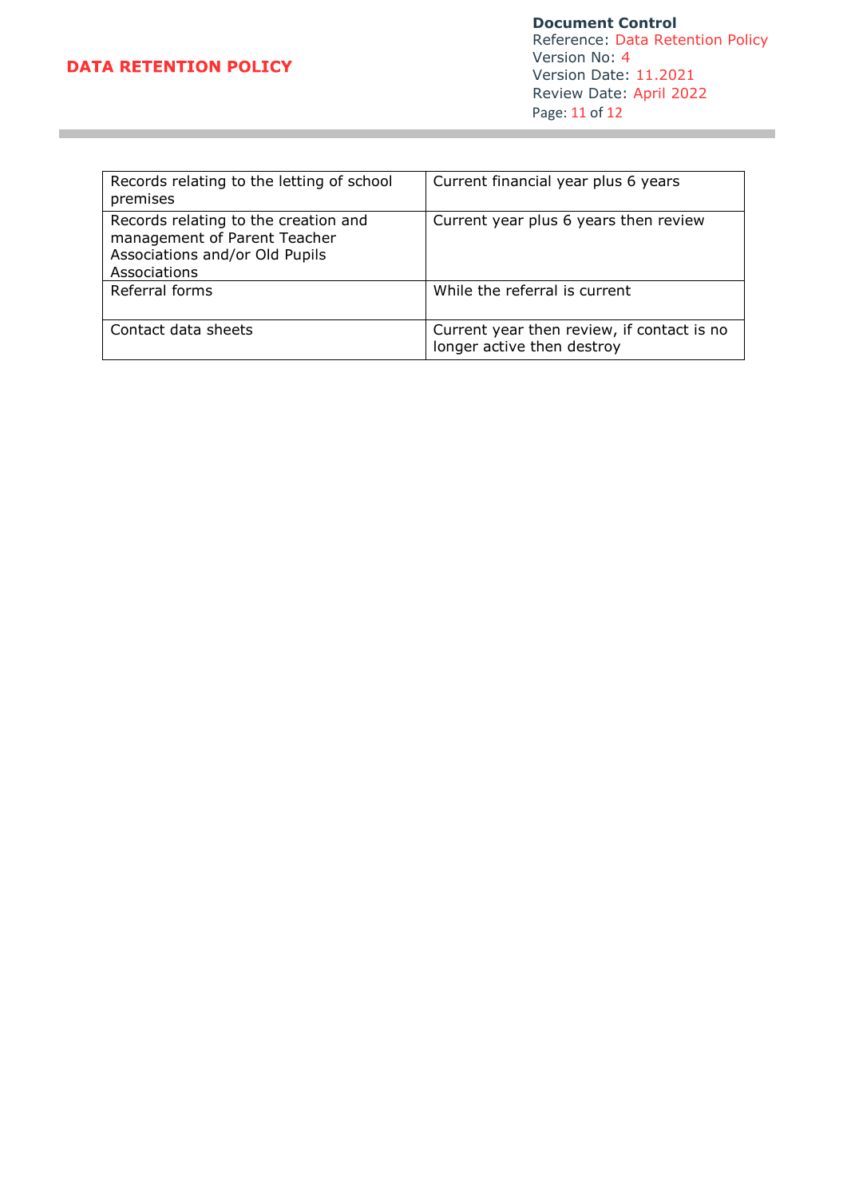| | |
|---|---|
| Records relating to the letting of school premises | Current financial year plus 6 years |
| Records relating to the creation and management of Parent Teacher Associations and/or Old Pupils Associations | Current year plus 6 years then review |
| Referral forms | While the referral is current |
| Contact data sheets | Current year then review, if contact is no longer active then destroy |